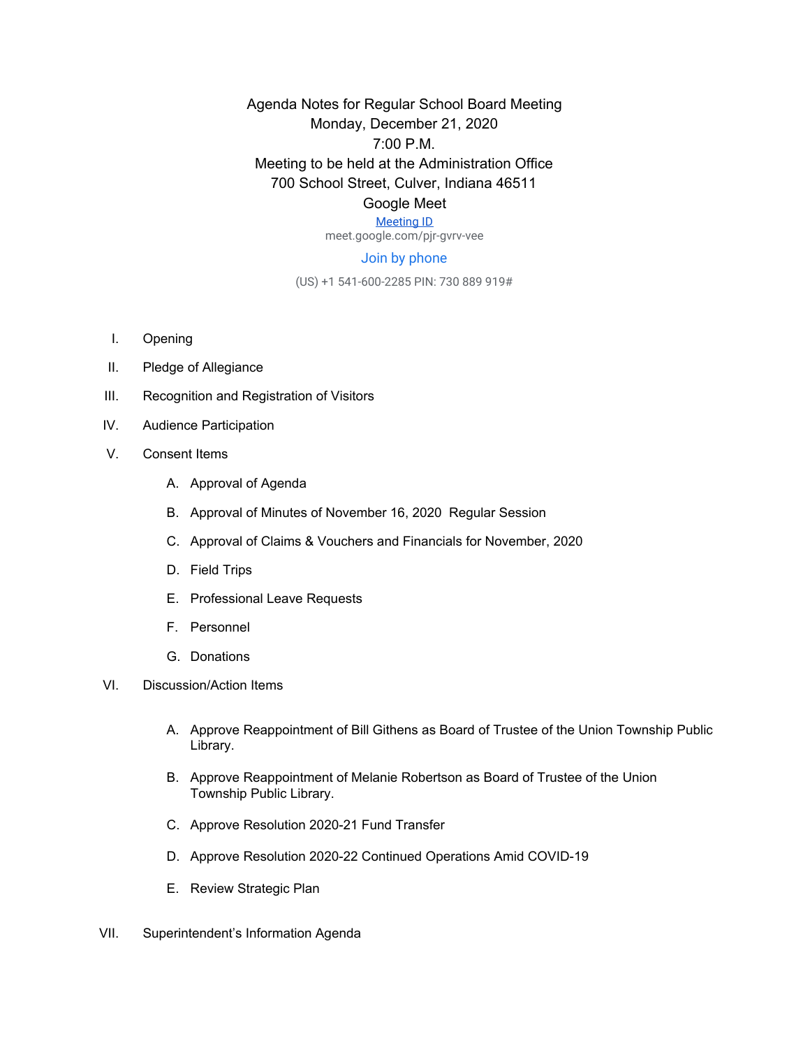Agenda Notes for Regular School Board Meeting
Monday, December 21, 2020
7:00 P.M.
Meeting to be held at the Administration Office
700 School Street, Culver, Indiana 46511
Google Meet

Meeting ID
meet.google.com/pjr-gvrv-vee

Join by phone

(US) +1 541-600-2285 PIN: 730 889 919#

I. Opening

II. Pledge of Allegiance

III. Recognition and Registration of Visitors

IV. Audience Participation

V. Consent Items

   A. Approval of Agenda
   B. Approval of Minutes of November 16, 2020 Regular Session
   C. Approval of Claims & Vouchers and Financials for November, 2020
   D. Field Trips
   E. Professional Leave Requests
   F. Personnel
   G. Donations

VI. Discussion/Action Items

   A. Approve Reappointment of Bill Githens as Board of Trustee of the Union Township Public Library.
   B. Approve Reappointment of Melanie Robertson as Board of Trustee of the Union Township Public Library.
   C. Approve Resolution 2020-21 Fund Transfer
   D. Approve Resolution 2020-22 Continued Operations Amid COVID-19
   E. Review Strategic Plan

VII. Superintendent's Information Agenda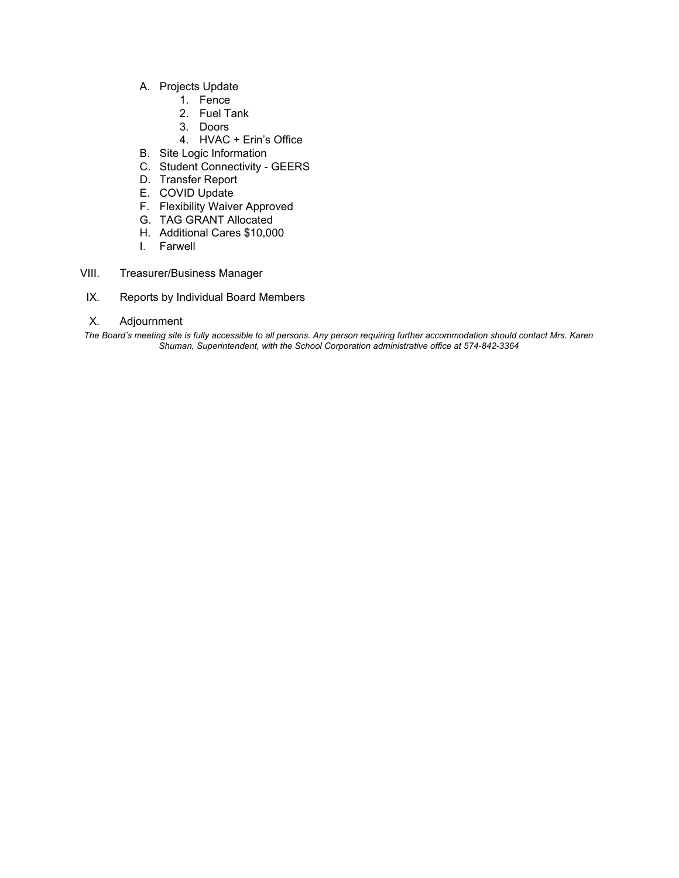A. Projects Update
   1. Fence
   2. Fuel Tank
   3. Doors
   4. HVAC + Erin's Office

B. Site Logic Information

C. Student Connectivity - GEERS

D. Transfer Report

E. COVID Update

F. Flexibility Waiver Approved

G. TAG GRANT Allocated

H. Additional Cares $10,000

I. Farwell

VIII. Treasurer/Business Manager

IX. Reports by Individual Board Members

X. Adjournment

*The Board's meeting site is fully accessible to all persons. Any person requiring further accommodation should contact Mrs. Karen Shuman, Superintendent, with the School Corporation administrative office at 574-842-3364*